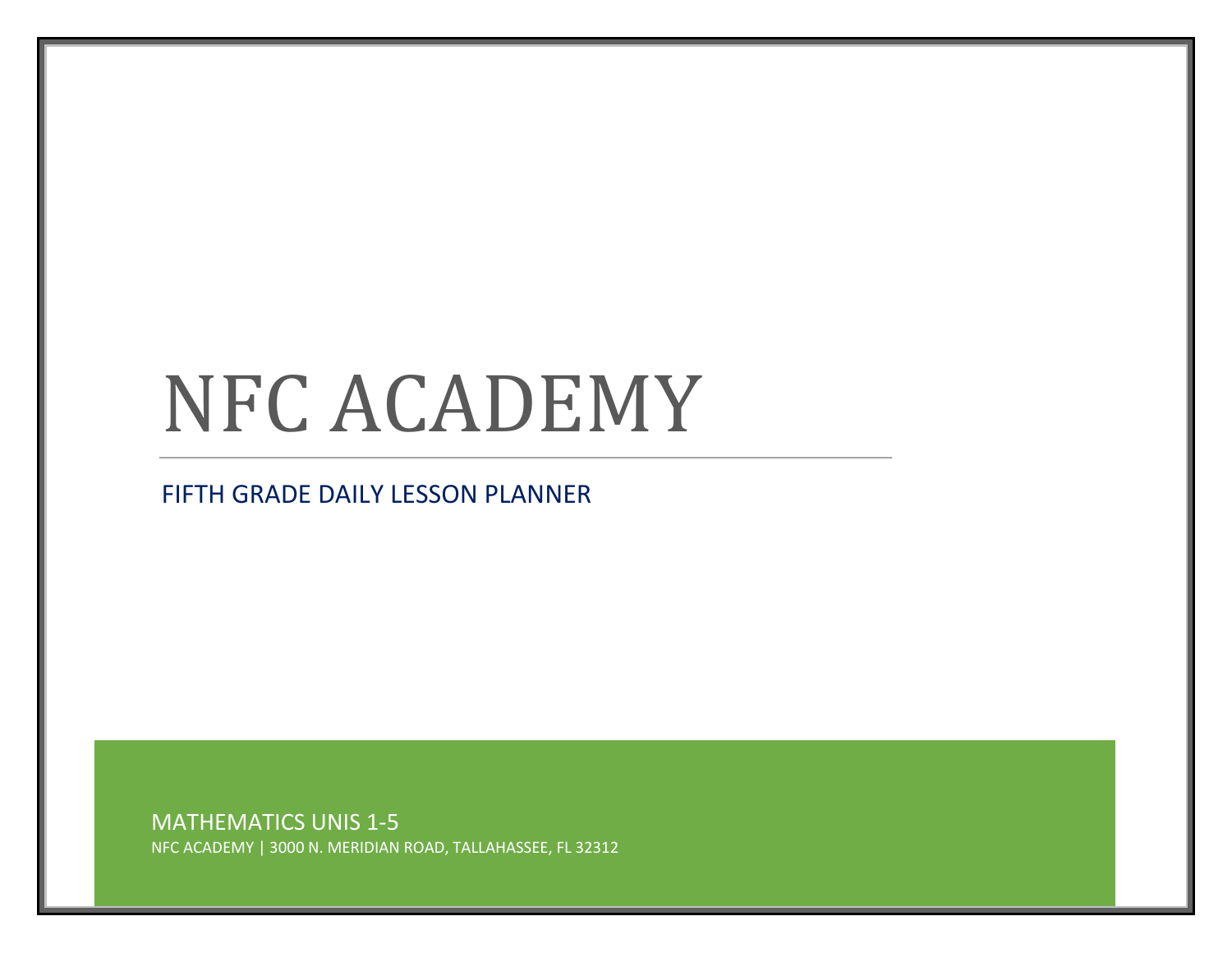# NFC ACADEMY

## FIFTH GRADE DAILY LESSON PLANNER

MATHEMATICS UNIS 1-5

NFC ACADEMY | 3000 N. MERIDIAN ROAD, TALLAHASSEE, FL 32312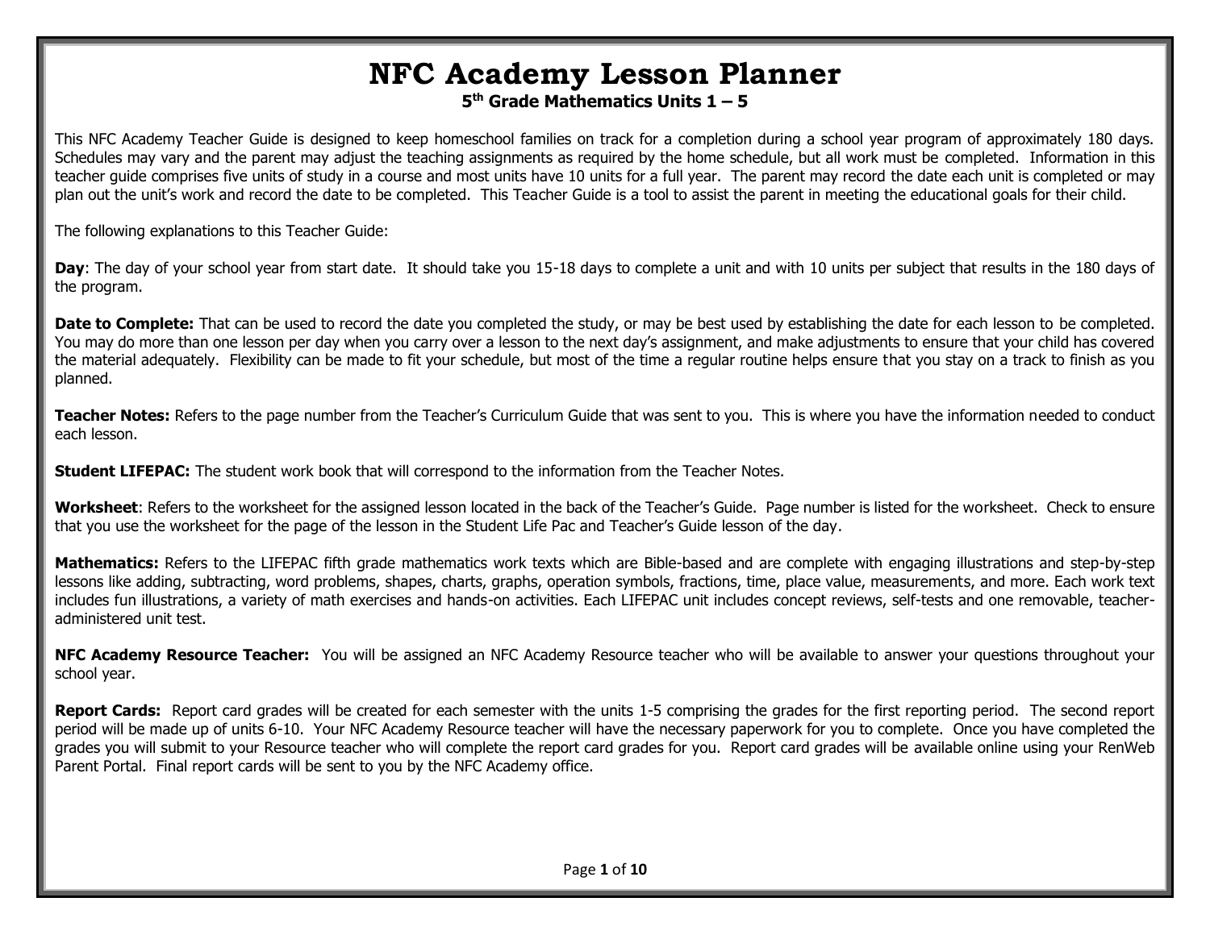# NFC Academy Lesson Planner

**5th Grade Mathematics Units 1 – 5**

This NFC Academy Teacher Guide is designed to keep homeschool families on track for a completion during a school year program of approximately 180 days. Schedules may vary and the parent may adjust the teaching assignments as required by the home schedule, but all work must be completed. Information in this teacher guide comprises five units of study in a course and most units have 10 units for a full year. The parent may record the date each unit is completed or may plan out the unit's work and record the date to be completed. This Teacher Guide is a tool to assist the parent in meeting the educational goals for their child.

The following explanations to this Teacher Guide:

**Day**: The day of your school year from start date. It should take you 15-18 days to complete a unit and with 10 units per subject that results in the 180 days of the program.

**Date to Complete:** That can be used to record the date you completed the study, or may be best used by establishing the date for each lesson to be completed. You may do more than one lesson per day when you carry over a lesson to the next day's assignment, and make adjustments to ensure that your child has covered the material adequately. Flexibility can be made to fit your schedule, but most of the time a regular routine helps ensure that you stay on a track to finish as you planned.

**Teacher Notes:** Refers to the page number from the Teacher's Curriculum Guide that was sent to you. This is where you have the information needed to conduct each lesson.

**Student LIFEPAC:** The student work book that will correspond to the information from the Teacher Notes.

**Worksheet**: Refers to the worksheet for the assigned lesson located in the back of the Teacher's Guide. Page number is listed for the worksheet. Check to ensure that you use the worksheet for the page of the lesson in the Student Life Pac and Teacher's Guide lesson of the day.

**Mathematics:** Refers to the LIFEPAC fifth grade mathematics work texts which are Bible-based and are complete with engaging illustrations and step-by-step lessons like adding, subtracting, word problems, shapes, charts, graphs, operation symbols, fractions, time, place value, measurements, and more. Each work text includes fun illustrations, a variety of math exercises and hands-on activities. Each LIFEPAC unit includes concept reviews, self-tests and one removable, teacher-administered unit test.

**NFC Academy Resource Teacher:** You will be assigned an NFC Academy Resource teacher who will be available to answer your questions throughout your school year.

**Report Cards:** Report card grades will be created for each semester with the units 1-5 comprising the grades for the first reporting period. The second report period will be made up of units 6-10. Your NFC Academy Resource teacher will have the necessary paperwork for you to complete. Once you have completed the grades you will submit to your Resource teacher who will complete the report card grades for you. Report card grades will be available online using your RenWeb Parent Portal. Final report cards will be sent to you by the NFC Academy office.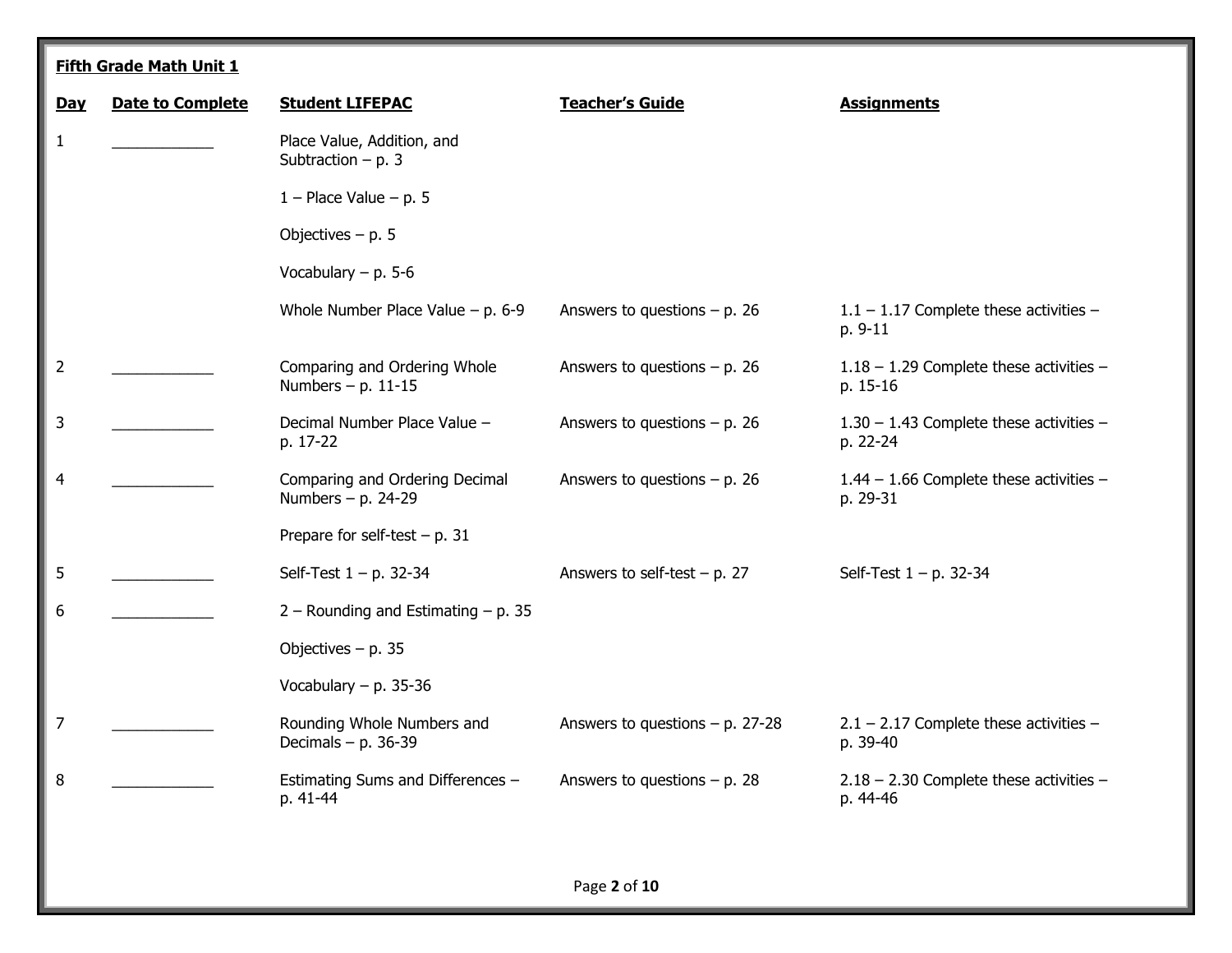**Fifth Grade Math Unit 1**

| Day | Date to Complete | Student LIFEPAC | Teacher's Guide | Assignments |
|---|---|---|---|---|
| 1 | ____________ | Place Value, Addition, and Subtraction – p. 3 | | |
| | | 1 – Place Value – p. 5 | | |
| | | Objectives – p. 5 | | |
| | | Vocabulary – p. 5-6 | | |
| | | Whole Number Place Value – p. 6-9 | Answers to questions – p. 26 | 1.1 – 1.17 Complete these activities – p. 9-11 |
| 2 | ____________ | Comparing and Ordering Whole Numbers – p. 11-15 | Answers to questions – p. 26 | 1.18 – 1.29 Complete these activities – p. 15-16 |
| 3 | ____________ | Decimal Number Place Value – p. 17-22 | Answers to questions – p. 26 | 1.30 – 1.43 Complete these activities – p. 22-24 |
| 4 | ____________ | Comparing and Ordering Decimal Numbers – p. 24-29 | Answers to questions – p. 26 | 1.44 – 1.66 Complete these activities – p. 29-31 |
| | | Prepare for self-test – p. 31 | | |
| 5 | ____________ | Self-Test 1 – p. 32-34 | Answers to self-test – p. 27 | Self-Test 1 – p. 32-34 |
| 6 | ____________ | 2 – Rounding and Estimating – p. 35 | | |
| | | Objectives – p. 35 | | |
| | | Vocabulary – p. 35-36 | | |
| 7 | ____________ | Rounding Whole Numbers and Decimals – p. 36-39 | Answers to questions – p. 27-28 | 2.1 – 2.17 Complete these activities – p. 39-40 |
| 8 | ____________ | Estimating Sums and Differences – p. 41-44 | Answers to questions – p. 28 | 2.18 – 2.30 Complete these activities – p. 44-46 |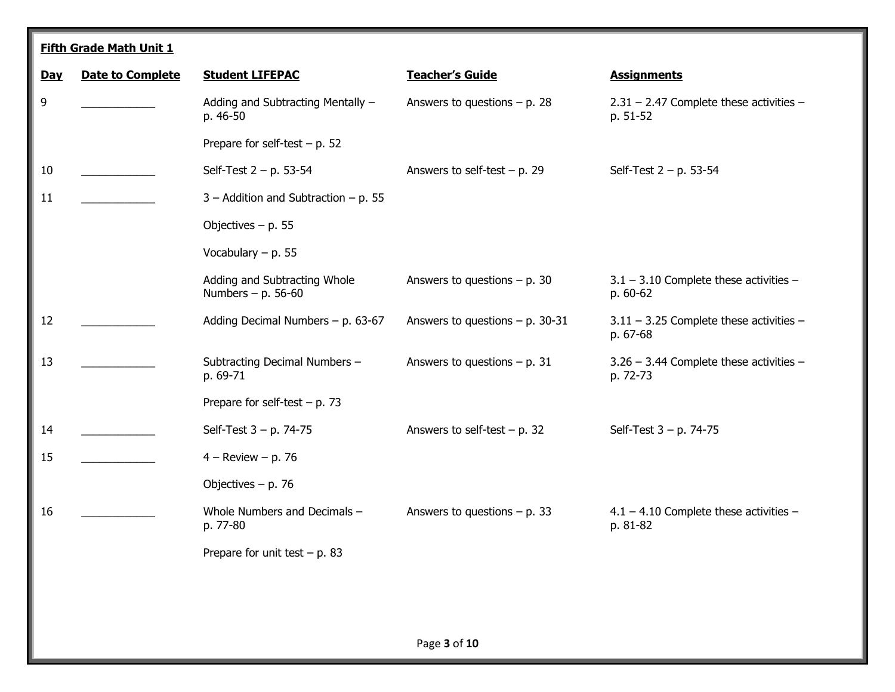**Fifth Grade Math Unit 1**

| Day | Date to Complete | Student LIFEPAC | Teacher's Guide | Assignments |
|---|---|---|---|---|
| 9 | ____________ | Adding and Subtracting Mentally – p. 46-50 | Answers to questions – p. 28 | 2.31 – 2.47 Complete these activities – p. 51-52 |
| | | Prepare for self-test – p. 52 | | |
| 10 | ____________ | Self-Test 2 – p. 53-54 | Answers to self-test – p. 29 | Self-Test 2 – p. 53-54 |
| 11 | ____________ | 3 – Addition and Subtraction – p. 55 | | |
| | | Objectives – p. 55 | | |
| | | Vocabulary – p. 55 | | |
| | | Adding and Subtracting Whole Numbers – p. 56-60 | Answers to questions – p. 30 | 3.1 – 3.10 Complete these activities – p. 60-62 |
| 12 | ____________ | Adding Decimal Numbers – p. 63-67 | Answers to questions – p. 30-31 | 3.11 – 3.25 Complete these activities – p. 67-68 |
| 13 | ____________ | Subtracting Decimal Numbers – p. 69-71 | Answers to questions – p. 31 | 3.26 – 3.44 Complete these activities – p. 72-73 |
| | | Prepare for self-test – p. 73 | | |
| 14 | ____________ | Self-Test 3 – p. 74-75 | Answers to self-test – p. 32 | Self-Test 3 – p. 74-75 |
| 15 | ____________ | 4 – Review – p. 76 | | |
| | | Objectives – p. 76 | | |
| 16 | ____________ | Whole Numbers and Decimals – p. 77-80 | Answers to questions – p. 33 | 4.1 – 4.10 Complete these activities – p. 81-82 |
| | | Prepare for unit test – p. 83 | | |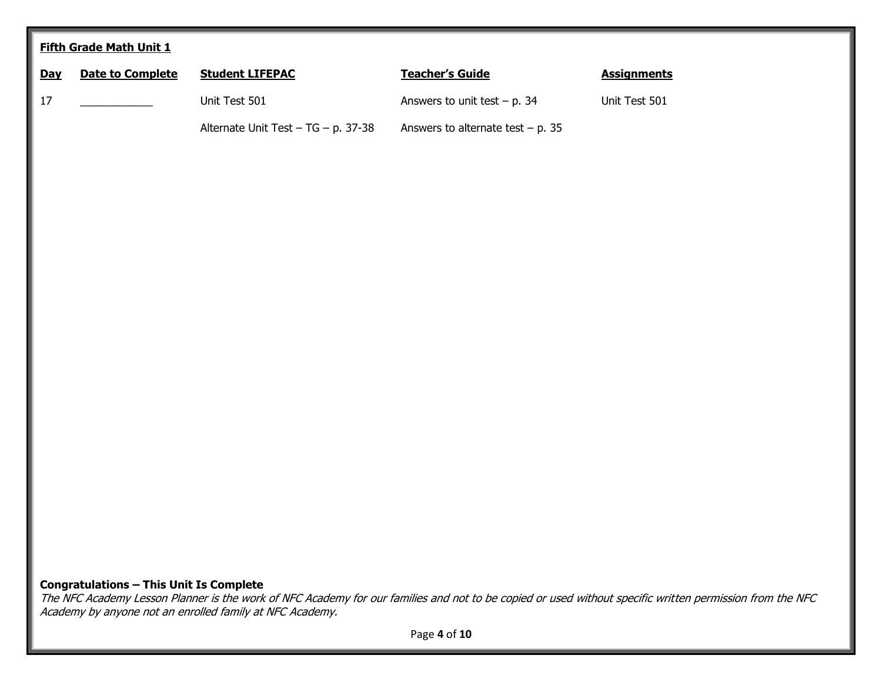**Fifth Grade Math Unit 1**

| Day | Date to Complete | Student LIFEPAC | Teacher's Guide | Assignments |
|---|---|---|---|---|
| 17 | ____________ | Unit Test 501 | Answers to unit test – p. 34 | Unit Test 501 |
| | | Alternate Unit Test – TG – p. 37-38 | Answers to alternate test – p. 35 | |

**Congratulations – This Unit Is Complete**

*The NFC Academy Lesson Planner is the work of NFC Academy for our families and not to be copied or used without specific written permission from the NFC Academy by anyone not an enrolled family at NFC Academy.*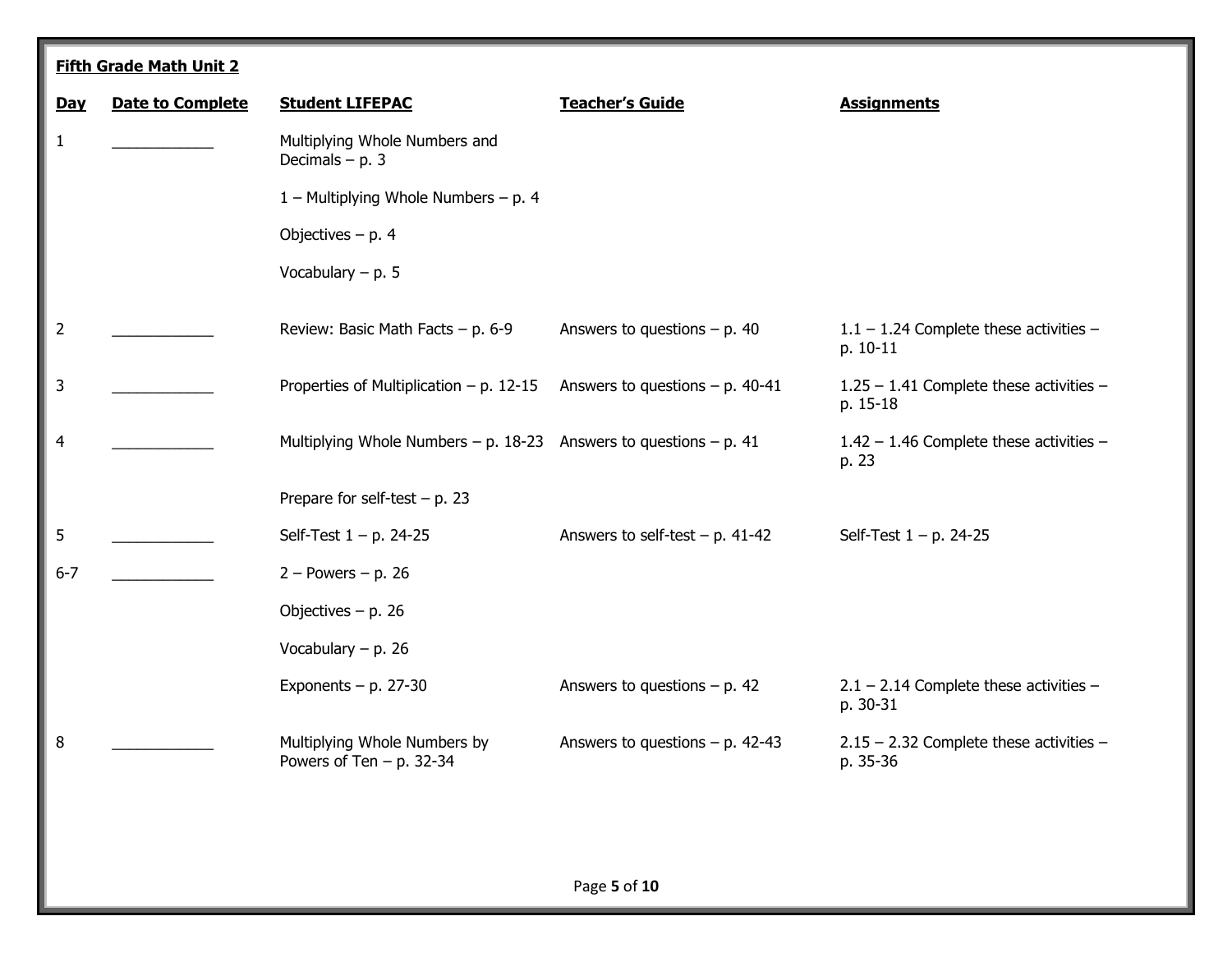**Fifth Grade Math Unit 2**

| Day | Date to Complete | Student LIFEPAC | Teacher's Guide | Assignments |
|---|---|---|---|---|
| 1 | ____________ | Multiplying Whole Numbers and Decimals – p. 3 | | |
| | | 1 – Multiplying Whole Numbers – p. 4 | | |
| | | Objectives – p. 4 | | |
| | | Vocabulary – p. 5 | | |
| 2 | ____________ | Review: Basic Math Facts – p. 6-9 | Answers to questions – p. 40 | 1.1 – 1.24 Complete these activities – p. 10-11 |
| 3 | ____________ | Properties of Multiplication – p. 12-15 | Answers to questions – p. 40-41 | 1.25 – 1.41 Complete these activities – p. 15-18 |
| 4 | ____________ | Multiplying Whole Numbers – p. 18-23 | Answers to questions – p. 41 | 1.42 – 1.46 Complete these activities – p. 23 |
| | | Prepare for self-test – p. 23 | | |
| 5 | ____________ | Self-Test 1 – p. 24-25 | Answers to self-test – p. 41-42 | Self-Test 1 – p. 24-25 |
| 6-7 | ____________ | 2 – Powers – p. 26 | | |
| | | Objectives – p. 26 | | |
| | | Vocabulary – p. 26 | | |
| | | Exponents – p. 27-30 | Answers to questions – p. 42 | 2.1 – 2.14 Complete these activities – p. 30-31 |
| 8 | ____________ | Multiplying Whole Numbers by Powers of Ten – p. 32-34 | Answers to questions – p. 42-43 | 2.15 – 2.32 Complete these activities – p. 35-36 |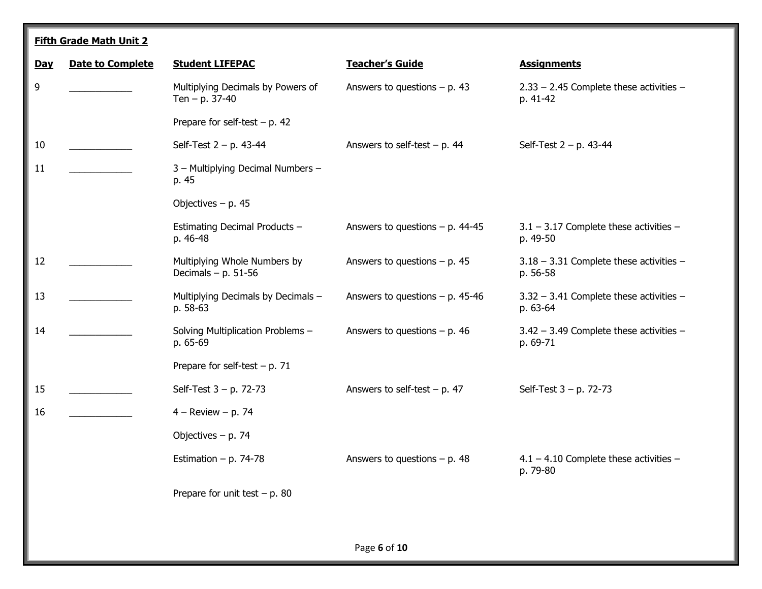**Fifth Grade Math Unit 2**

| Day | Date to Complete | Student LIFEPAC | Teacher's Guide | Assignments |
|---|---|---|---|---|
| 9 | ____________ | Multiplying Decimals by Powers of Ten – p. 37-40 | Answers to questions – p. 43 | 2.33 – 2.45 Complete these activities – p. 41-42 |
| | | Prepare for self-test – p. 42 | | |
| 10 | ____________ | Self-Test 2 – p. 43-44 | Answers to self-test – p. 44 | Self-Test 2 – p. 43-44 |
| 11 | ____________ | 3 – Multiplying Decimal Numbers – p. 45 | | |
| | | Objectives – p. 45 | | |
| | | Estimating Decimal Products – p. 46-48 | Answers to questions – p. 44-45 | 3.1 – 3.17 Complete these activities – p. 49-50 |
| 12 | ____________ | Multiplying Whole Numbers by Decimals – p. 51-56 | Answers to questions – p. 45 | 3.18 – 3.31 Complete these activities – p. 56-58 |
| 13 | ____________ | Multiplying Decimals by Decimals – p. 58-63 | Answers to questions – p. 45-46 | 3.32 – 3.41 Complete these activities – p. 63-64 |
| 14 | ____________ | Solving Multiplication Problems – p. 65-69 | Answers to questions – p. 46 | 3.42 – 3.49 Complete these activities – p. 69-71 |
| | | Prepare for self-test – p. 71 | | |
| 15 | ____________ | Self-Test 3 – p. 72-73 | Answers to self-test – p. 47 | Self-Test 3 – p. 72-73 |
| 16 | ____________ | 4 – Review – p. 74 | | |
| | | Objectives – p. 74 | | |
| | | Estimation – p. 74-78 | Answers to questions – p. 48 | 4.1 – 4.10 Complete these activities – p. 79-80 |
| | | Prepare for unit test – p. 80 | | |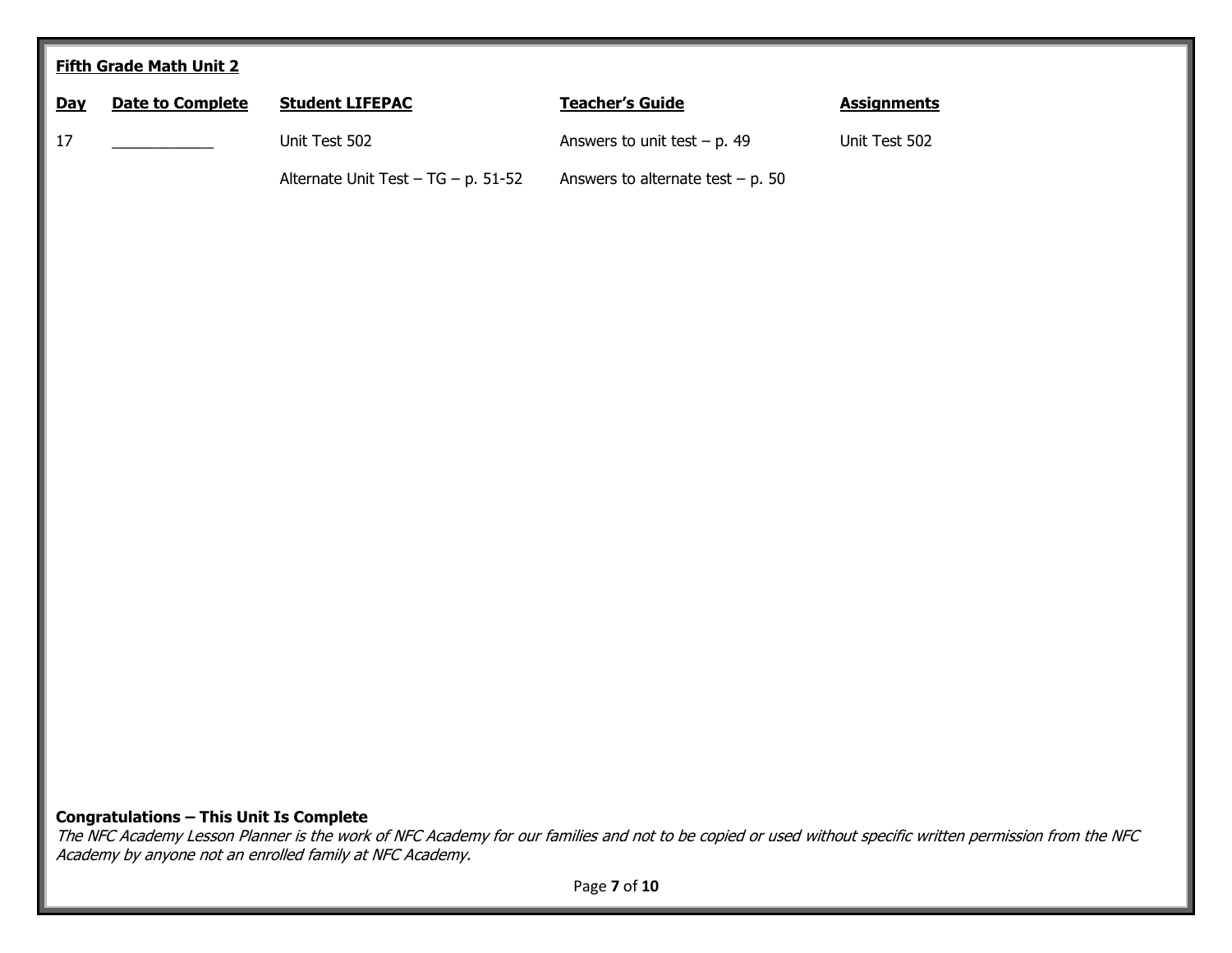**Fifth Grade Math Unit 2**

| Day | Date to Complete | Student LIFEPAC | Teacher's Guide | Assignments |
|---|---|---|---|---|
| 17 | ___________ | Unit Test 502 | Answers to unit test – p. 49 | Unit Test 502 |
| | | Alternate Unit Test – TG – p. 51-52 | Answers to alternate test – p. 50 | |

**Congratulations – This Unit Is Complete**

*The NFC Academy Lesson Planner is the work of NFC Academy for our families and not to be copied or used without specific written permission from the NFC Academy by anyone not an enrolled family at NFC Academy.*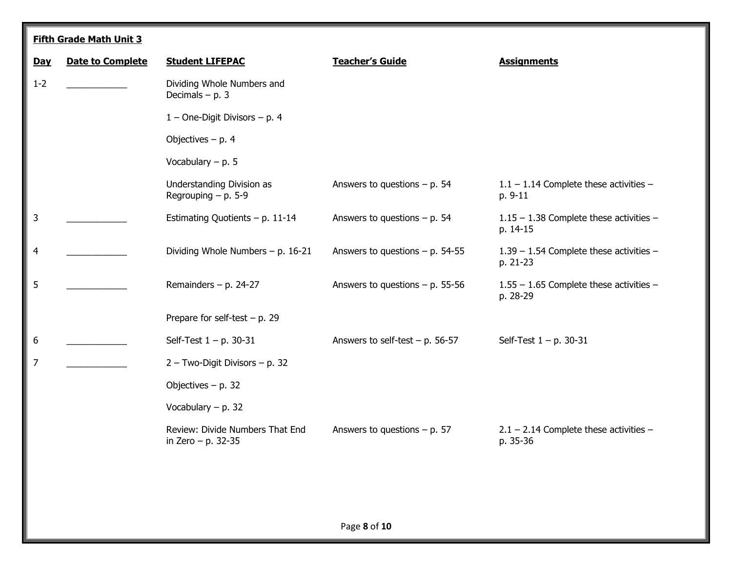**Fifth Grade Math Unit 3**

| Day | Date to Complete | Student LIFEPAC | Teacher's Guide | Assignments |
|---|---|---|---|---|
| 1-2 | ____________ | Dividing Whole Numbers and Decimals – p. 3 | | |
| | | 1 – One-Digit Divisors – p. 4 | | |
| | | Objectives – p. 4 | | |
| | | Vocabulary – p. 5 | | |
| | | Understanding Division as Regrouping – p. 5-9 | Answers to questions – p. 54 | 1.1 – 1.14 Complete these activities – p. 9-11 |
| 3 | ____________ | Estimating Quotients – p. 11-14 | Answers to questions – p. 54 | 1.15 – 1.38 Complete these activities – p. 14-15 |
| 4 | ____________ | Dividing Whole Numbers – p. 16-21 | Answers to questions – p. 54-55 | 1.39 – 1.54 Complete these activities – p. 21-23 |
| 5 | ____________ | Remainders – p. 24-27 | Answers to questions – p. 55-56 | 1.55 – 1.65 Complete these activities – p. 28-29 |
| | | Prepare for self-test – p. 29 | | |
| 6 | ____________ | Self-Test 1 – p. 30-31 | Answers to self-test – p. 56-57 | Self-Test 1 – p. 30-31 |
| 7 | ____________ | 2 – Two-Digit Divisors – p. 32 | | |
| | | Objectives – p. 32 | | |
| | | Vocabulary – p. 32 | | |
| | | Review: Divide Numbers That End in Zero – p. 32-35 | Answers to questions – p. 57 | 2.1 – 2.14 Complete these activities – p. 35-36 |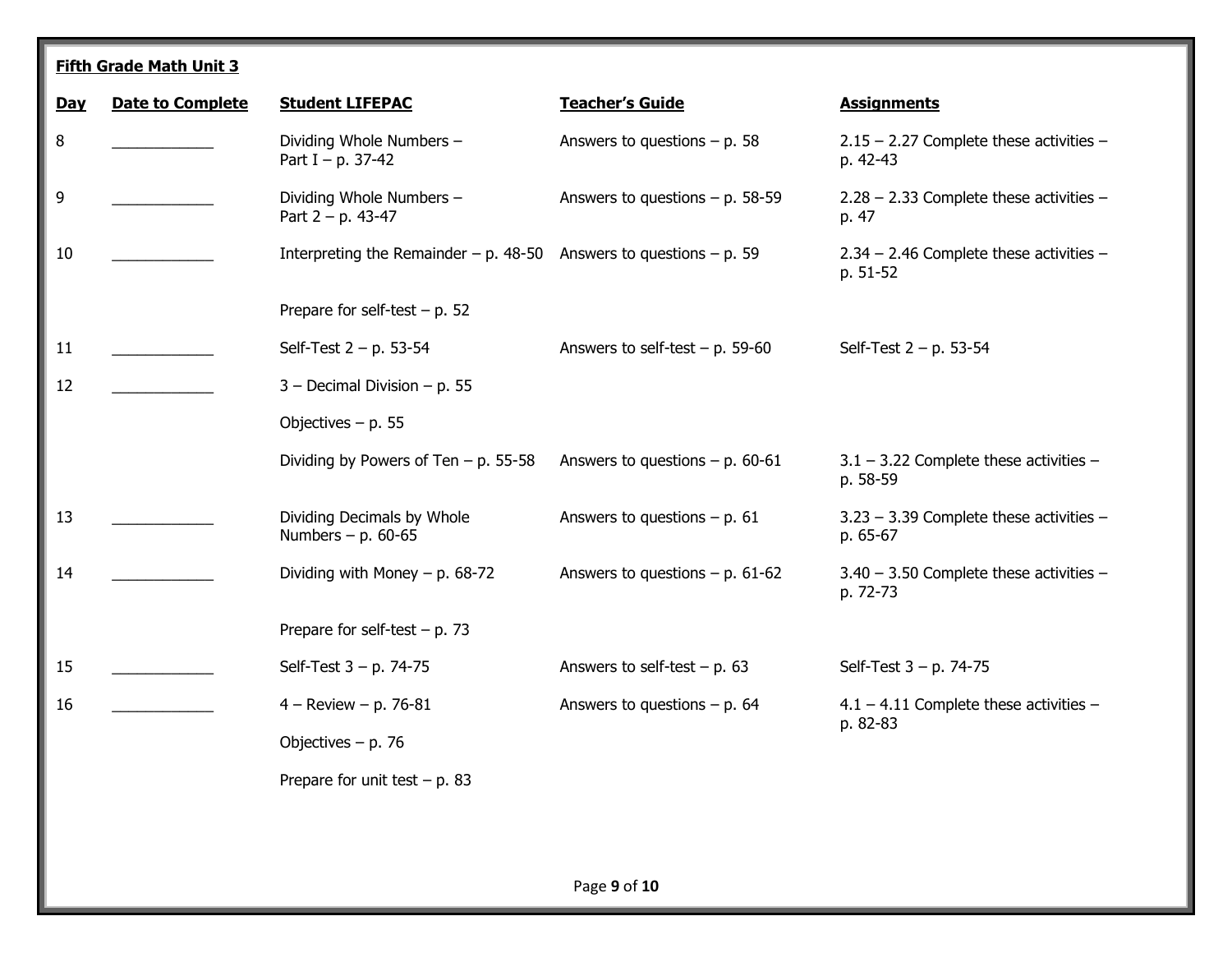**Fifth Grade Math Unit 3**

| Day | Date to Complete | Student LIFEPAC | Teacher's Guide | Assignments |
|---|---|---|---|---|
| 8 | ____________ | Dividing Whole Numbers – Part I – p. 37-42 | Answers to questions – p. 58 | 2.15 – 2.27 Complete these activities – p. 42-43 |
| 9 | ____________ | Dividing Whole Numbers – Part 2 – p. 43-47 | Answers to questions – p. 58-59 | 2.28 – 2.33 Complete these activities – p. 47 |
| 10 | ____________ | Interpreting the Remainder – p. 48-50 | Answers to questions – p. 59 | 2.34 – 2.46 Complete these activities – p. 51-52 |
| | | Prepare for self-test – p. 52 | | |
| 11 | ____________ | Self-Test 2 – p. 53-54 | Answers to self-test – p. 59-60 | Self-Test 2 – p. 53-54 |
| 12 | ____________ | 3 – Decimal Division – p. 55 | | |
| | | Objectives – p. 55 | | |
| | | Dividing by Powers of Ten – p. 55-58 | Answers to questions – p. 60-61 | 3.1 – 3.22 Complete these activities – p. 58-59 |
| 13 | ____________ | Dividing Decimals by Whole Numbers – p. 60-65 | Answers to questions – p. 61 | 3.23 – 3.39 Complete these activities – p. 65-67 |
| 14 | ____________ | Dividing with Money – p. 68-72 | Answers to questions – p. 61-62 | 3.40 – 3.50 Complete these activities – p. 72-73 |
| | | Prepare for self-test – p. 73 | | |
| 15 | ____________ | Self-Test 3 – p. 74-75 | Answers to self-test – p. 63 | Self-Test 3 – p. 74-75 |
| 16 | ____________ | 4 – Review – p. 76-81 | Answers to questions – p. 64 | 4.1 – 4.11 Complete these activities – p. 82-83 |
| | | Objectives – p. 76 | | |
| | | Prepare for unit test – p. 83 | | |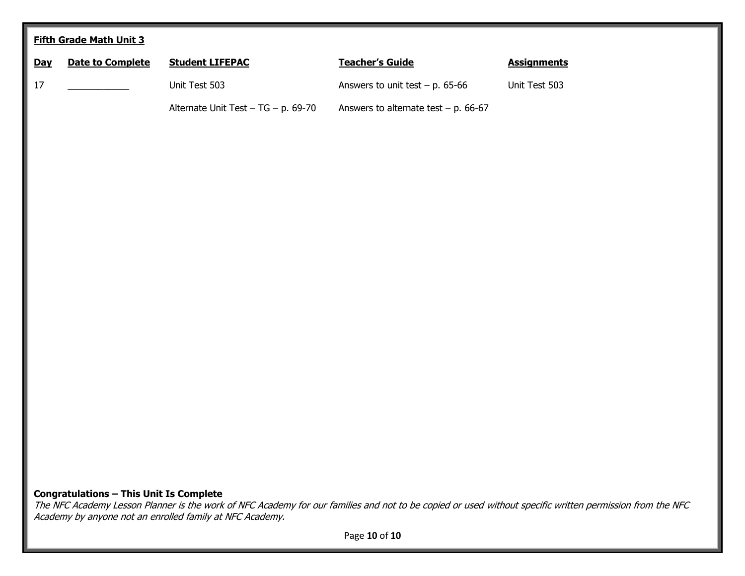**Fifth Grade Math Unit 3**

| Day | Date to Complete | Student LIFEPAC | Teacher's Guide | Assignments |
|---|---|---|---|---|
| 17 | ___________ | Unit Test 503 | Answers to unit test – p. 65-66 | Unit Test 503 |
| | | Alternate Unit Test – TG – p. 69-70 | Answers to alternate test – p. 66-67 | |

**Congratulations – This Unit Is Complete**

*The NFC Academy Lesson Planner is the work of NFC Academy for our families and not to be copied or used without specific written permission from the NFC Academy by anyone not an enrolled family at NFC Academy.*